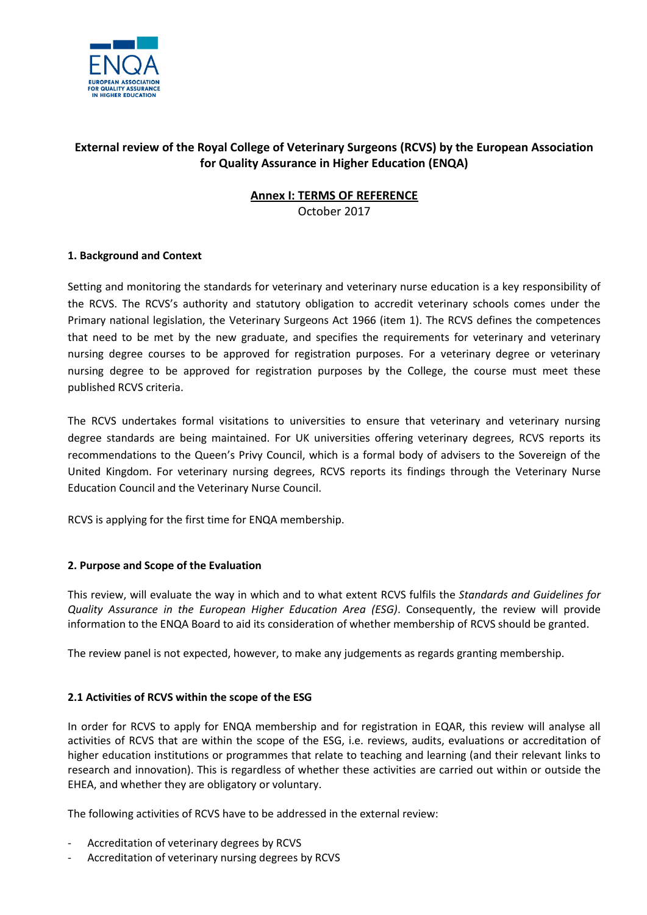# External review of the Royal College of Veterinary Surgeons (RCVS) by the European Association for Quality Assurance in Higher Education (ENQA)

## Annex I: TERMS OF REFERENCE

October 2017

### 1. Background and Context

Setting and monitoring the standards for veterinary and veterinary nurse education is a key responsibility of the RCVS. The RCVS's authority and statutory obligation to accredit veterinary schools comes under the Primary national legislation, the Veterinary Surgeons Act 1966 (item 1). The RCVS defines the competences that need to be met by the new graduate, and specifies the requirements for veterinary and veterinary nursing degree courses to be approved for registration purposes. For a veterinary degree or veterinary nursing degree to be approved for registration purposes by the College, the course must meet these published RCVS criteria.

The RCVS undertakes formal visitations to universities to ensure that veterinary and veterinary nursing degree standards are being maintained. For UK universities offering veterinary degrees, RCVS reports its recommendations to the Queen's Privy Council, which is a formal body of advisers to the Sovereign of the United Kingdom. For veterinary nursing degrees, RCVS reports its findings through the Veterinary Nurse Education Council and the Veterinary Nurse Council.

RCVS is applying for the first time for ENQA membership.

### 2. Purpose and Scope of the Evaluation

This review, will evaluate the way in which and to what extent RCVS fulfils the *Standards and Guidelines for Quality Assurance in the European Higher Education Area (ESG)*. Consequently, the review will provide information to the ENQA Board to aid its consideration of whether membership of RCVS should be granted.

The review panel is not expected, however, to make any judgements as regards granting membership.

### 2.1 Activities of RCVS within the scope of the ESG

In order for RCVS to apply for ENQA membership and for registration in EQAR, this review will analyse all activities of RCVS that are within the scope of the ESG, i.e. reviews, audits, evaluations or accreditation of higher education institutions or programmes that relate to teaching and learning (and their relevant links to research and innovation). This is regardless of whether these activities are carried out within or outside the EHEA, and whether they are obligatory or voluntary.

The following activities of RCVS have to be addressed in the external review:

- Accreditation of veterinary degrees by RCVS
- Accreditation of veterinary nursing degrees by RCVS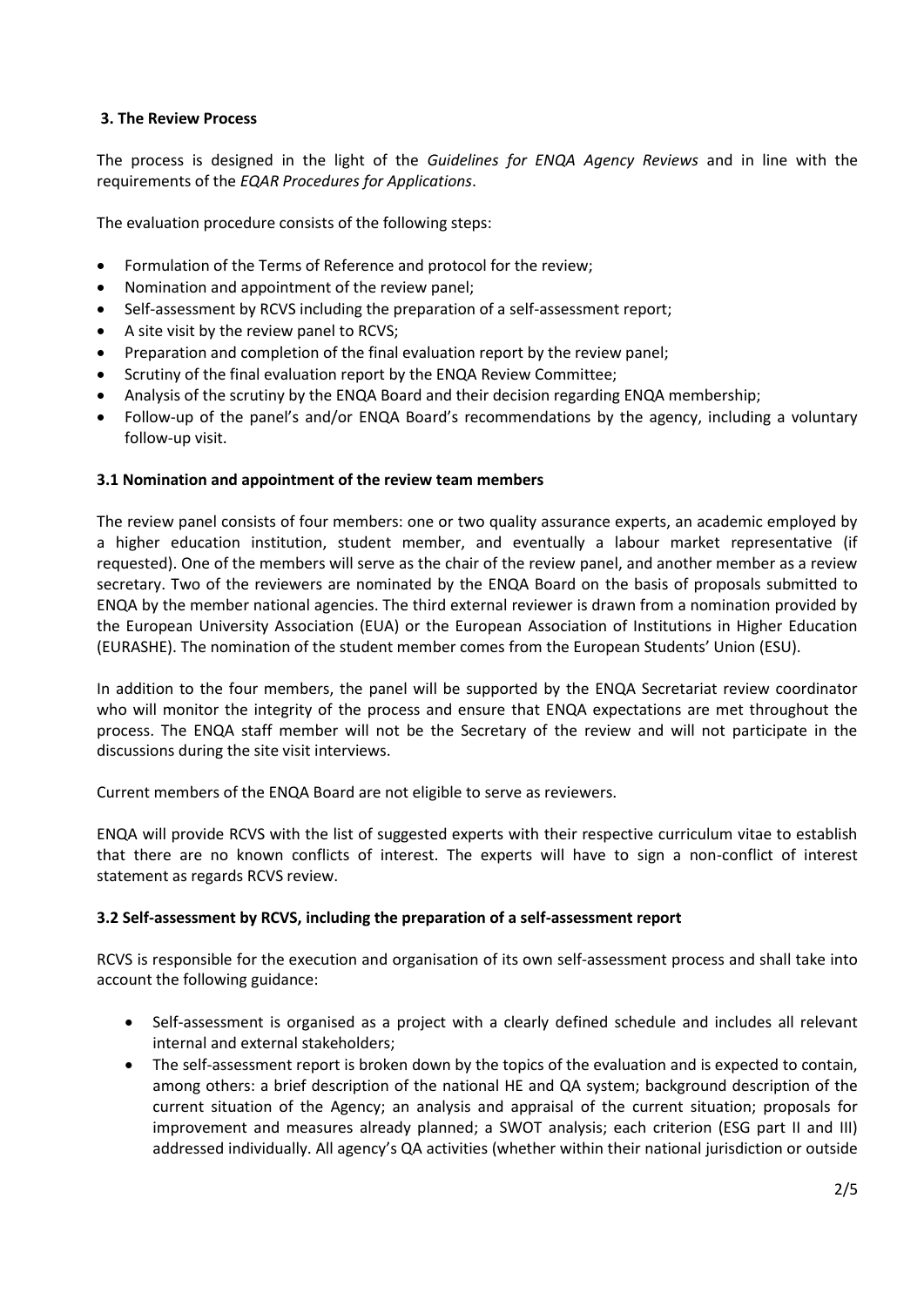### 3. The Review Process

The process is designed in the light of the *Guidelines for ENQA Agency Reviews* and in line with the requirements of the *EQAR Procedures for Applications*.

The evaluation procedure consists of the following steps:

- Formulation of the Terms of Reference and protocol for the review;
- Nomination and appointment of the review panel;
- Self-assessment by RCVS including the preparation of a self-assessment report;
- A site visit by the review panel to RCVS;
- Preparation and completion of the final evaluation report by the review panel;
- Scrutiny of the final evaluation report by the ENQA Review Committee;
- Analysis of the scrutiny by the ENQA Board and their decision regarding ENQA membership;
- Follow-up of the panel's and/or ENQA Board's recommendations by the agency, including a voluntary follow-up visit.

#### 3.1 Nomination and appointment of the review team members

The review panel consists of four members: one or two quality assurance experts, an academic employed by a higher education institution, student member, and eventually a labour market representative (if requested). One of the members will serve as the chair of the review panel, and another member as a review secretary. Two of the reviewers are nominated by the ENQA Board on the basis of proposals submitted to ENQA by the member national agencies. The third external reviewer is drawn from a nomination provided by the European University Association (EUA) or the European Association of Institutions in Higher Education (EURASHE). The nomination of the student member comes from the European Students' Union (ESU).

In addition to the four members, the panel will be supported by the ENQA Secretariat review coordinator who will monitor the integrity of the process and ensure that ENQA expectations are met throughout the process. The ENQA staff member will not be the Secretary of the review and will not participate in the discussions during the site visit interviews.

Current members of the ENQA Board are not eligible to serve as reviewers.

ENQA will provide RCVS with the list of suggested experts with their respective curriculum vitae to establish that there are no known conflicts of interest. The experts will have to sign a non-conflict of interest statement as regards RCVS review.

#### 3.2 Self-assessment by RCVS, including the preparation of a self-assessment report

RCVS is responsible for the execution and organisation of its own self-assessment process and shall take into account the following guidance:

- Self-assessment is organised as a project with a clearly defined schedule and includes all relevant internal and external stakeholders;
- The self-assessment report is broken down by the topics of the evaluation and is expected to contain, among others: a brief description of the national HE and QA system; background description of the current situation of the Agency; an analysis and appraisal of the current situation; proposals for improvement and measures already planned; a SWOT analysis; each criterion (ESG part II and III) addressed individually. All agency's QA activities (whether within their national jurisdiction or outside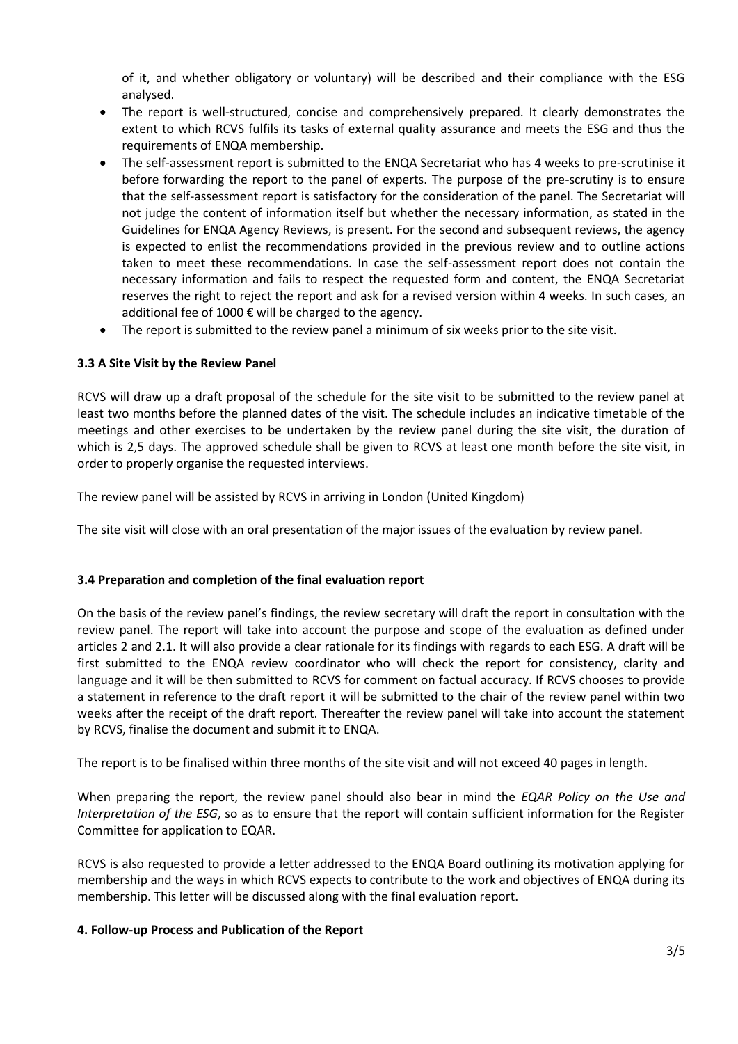of it, and whether obligatory or voluntary) will be described and their compliance with the ESG analysed.

- The report is well-structured, concise and comprehensively prepared. It clearly demonstrates the extent to which RCVS fulfils its tasks of external quality assurance and meets the ESG and thus the requirements of ENQA membership.
- The self-assessment report is submitted to the ENQA Secretariat who has 4 weeks to pre-scrutinise it before forwarding the report to the panel of experts. The purpose of the pre-scrutiny is to ensure that the self-assessment report is satisfactory for the consideration of the panel. The Secretariat will not judge the content of information itself but whether the necessary information, as stated in the Guidelines for ENQA Agency Reviews, is present. For the second and subsequent reviews, the agency is expected to enlist the recommendations provided in the previous review and to outline actions taken to meet these recommendations. In case the self-assessment report does not contain the necessary information and fails to respect the requested form and content, the ENQA Secretariat reserves the right to reject the report and ask for a revised version within 4 weeks. In such cases, an additional fee of 1000 € will be charged to the agency.
- The report is submitted to the review panel a minimum of six weeks prior to the site visit.

### 3.3 A Site Visit by the Review Panel

RCVS will draw up a draft proposal of the schedule for the site visit to be submitted to the review panel at least two months before the planned dates of the visit. The schedule includes an indicative timetable of the meetings and other exercises to be undertaken by the review panel during the site visit, the duration of which is 2,5 days. The approved schedule shall be given to RCVS at least one month before the site visit, in order to properly organise the requested interviews.

The review panel will be assisted by RCVS in arriving in London (United Kingdom)

The site visit will close with an oral presentation of the major issues of the evaluation by review panel.

### 3.4 Preparation and completion of the final evaluation report

On the basis of the review panel's findings, the review secretary will draft the report in consultation with the review panel. The report will take into account the purpose and scope of the evaluation as defined under articles 2 and 2.1. It will also provide a clear rationale for its findings with regards to each ESG. A draft will be first submitted to the ENQA review coordinator who will check the report for consistency, clarity and language and it will be then submitted to RCVS for comment on factual accuracy. If RCVS chooses to provide a statement in reference to the draft report it will be submitted to the chair of the review panel within two weeks after the receipt of the draft report. Thereafter the review panel will take into account the statement by RCVS, finalise the document and submit it to ENQA.

The report is to be finalised within three months of the site visit and will not exceed 40 pages in length.

When preparing the report, the review panel should also bear in mind the *EQAR Policy on the Use and Interpretation of the ESG*, so as to ensure that the report will contain sufficient information for the Register Committee for application to EQAR.

RCVS is also requested to provide a letter addressed to the ENQA Board outlining its motivation applying for membership and the ways in which RCVS expects to contribute to the work and objectives of ENQA during its membership. This letter will be discussed along with the final evaluation report.

## 4. Follow-up Process and Publication of the Report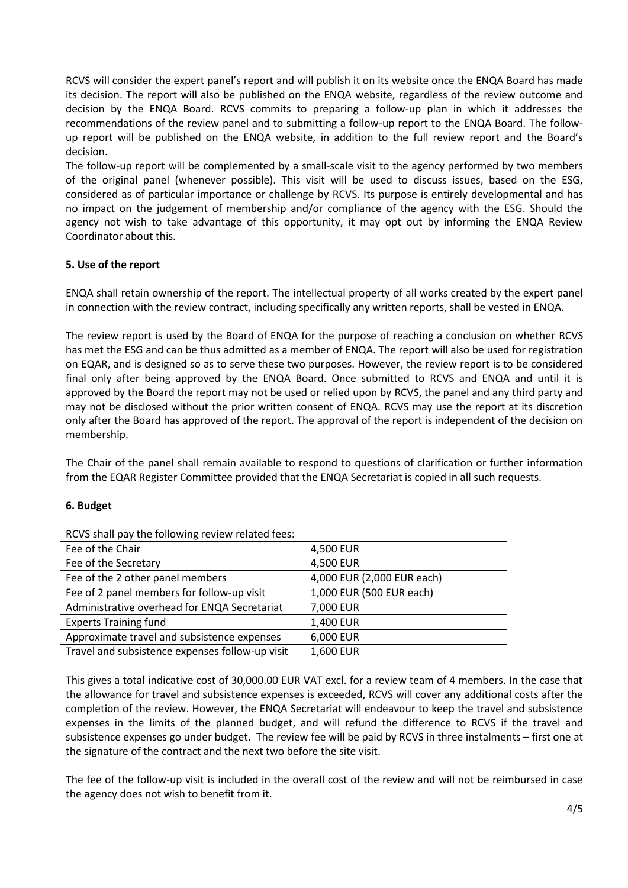RCVS will consider the expert panel's report and will publish it on its website once the ENQA Board has made its decision. The report will also be published on the ENQA website, regardless of the review outcome and decision by the ENQA Board. RCVS commits to preparing a follow-up plan in which it addresses the recommendations of the review panel and to submitting a follow-up report to the ENQA Board. The follow-up report will be published on the ENQA website, in addition to the full review report and the Board's decision.

The follow-up report will be complemented by a small-scale visit to the agency performed by two members of the original panel (whenever possible). This visit will be used to discuss issues, based on the ESG, considered as of particular importance or challenge by RCVS. Its purpose is entirely developmental and has no impact on the judgement of membership and/or compliance of the agency with the ESG. Should the agency not wish to take advantage of this opportunity, it may opt out by informing the ENQA Review Coordinator about this.

### 5. Use of the report

ENQA shall retain ownership of the report. The intellectual property of all works created by the expert panel in connection with the review contract, including specifically any written reports, shall be vested in ENQA.

The review report is used by the Board of ENQA for the purpose of reaching a conclusion on whether RCVS has met the ESG and can be thus admitted as a member of ENQA. The report will also be used for registration on EQAR, and is designed so as to serve these two purposes. However, the review report is to be considered final only after being approved by the ENQA Board. Once submitted to RCVS and ENQA and until it is approved by the Board the report may not be used or relied upon by RCVS, the panel and any third party and may not be disclosed without the prior written consent of ENQA. RCVS may use the report at its discretion only after the Board has approved of the report. The approval of the report is independent of the decision on membership.

The Chair of the panel shall remain available to respond to questions of clarification or further information from the EQAR Register Committee provided that the ENQA Secretariat is copied in all such requests.

### 6. Budget

RCVS shall pay the following review related fees:

| | |
|---|---|
| Fee of the Chair | 4,500 EUR |
| Fee of the Secretary | 4,500 EUR |
| Fee of the 2 other panel members | 4,000 EUR (2,000 EUR each) |
| Fee of 2 panel members for follow-up visit | 1,000 EUR (500 EUR each) |
| Administrative overhead for ENQA Secretariat | 7,000 EUR |
| Experts Training fund | 1,400 EUR |
| Approximate travel and subsistence expenses | 6,000 EUR |
| Travel and subsistence expenses follow-up visit | 1,600 EUR |

This gives a total indicative cost of 30,000.00 EUR VAT excl. for a review team of 4 members. In the case that the allowance for travel and subsistence expenses is exceeded, RCVS will cover any additional costs after the completion of the review. However, the ENQA Secretariat will endeavour to keep the travel and subsistence expenses in the limits of the planned budget, and will refund the difference to RCVS if the travel and subsistence expenses go under budget. The review fee will be paid by RCVS in three instalments – first one at the signature of the contract and the next two before the site visit.

The fee of the follow-up visit is included in the overall cost of the review and will not be reimbursed in case the agency does not wish to benefit from it.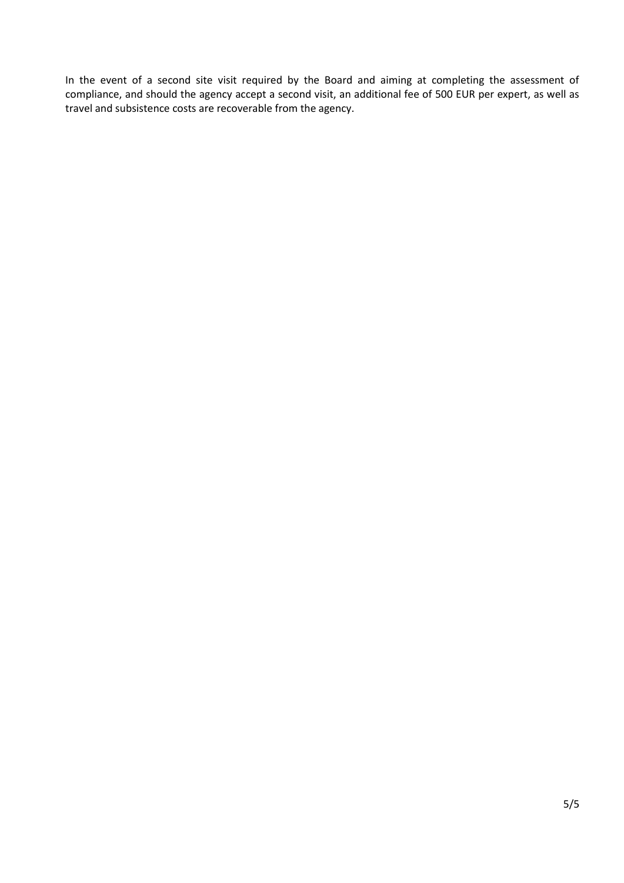In the event of a second site visit required by the Board and aiming at completing the assessment of compliance, and should the agency accept a second visit, an additional fee of 500 EUR per expert, as well as travel and subsistence costs are recoverable from the agency.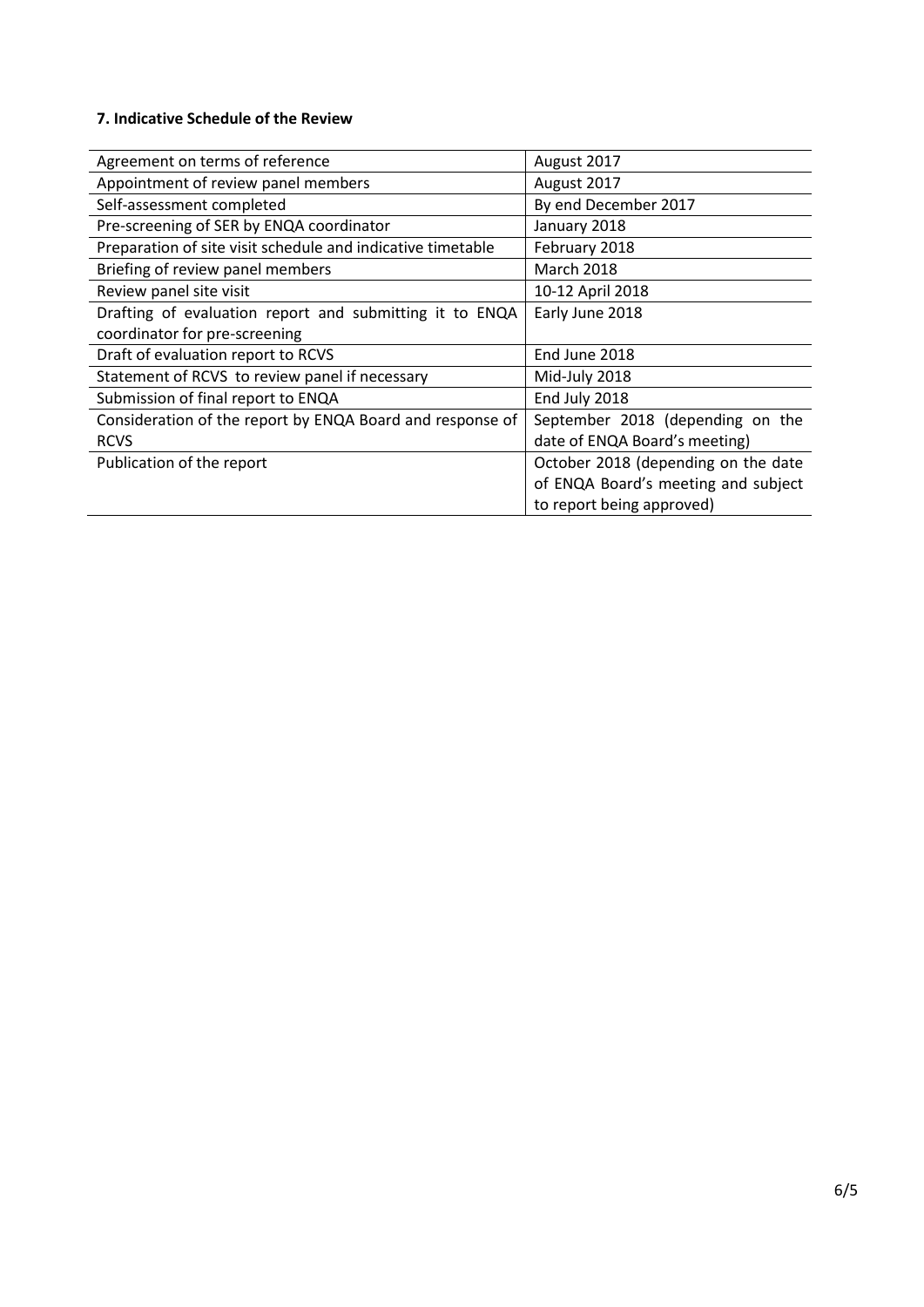**7. Indicative Schedule of the Review**

| | |
|---|---|
| Agreement on terms of reference | August 2017 |
| Appointment of review panel members | August 2017 |
| Self-assessment completed | By end December 2017 |
| Pre-screening of SER by ENQA coordinator | January 2018 |
| Preparation of site visit schedule and indicative timetable | February 2018 |
| Briefing of review panel members | March 2018 |
| Review panel site visit | 10-12 April 2018 |
| Drafting of evaluation report and submitting it to ENQA coordinator for pre-screening | Early June 2018 |
| Draft of evaluation report to RCVS | End June 2018 |
| Statement of RCVS to review panel if necessary | Mid-July 2018 |
| Submission of final report to ENQA | End July 2018 |
| Consideration of the report by ENQA Board and response of RCVS | September 2018 (depending on the date of ENQA Board's meeting) |
| Publication of the report | October 2018 (depending on the date of ENQA Board's meeting and subject to report being approved) |